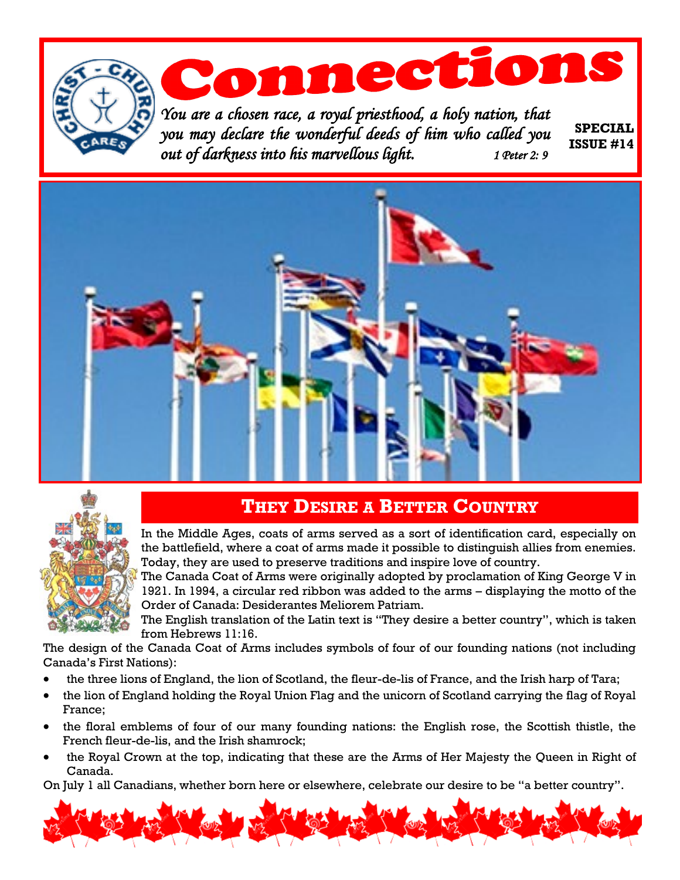# Connections

*You are a chosen race, a royal priesthood, a holy nation, that you may declare the wonderful deeds of him who called you out of darkness into his marvellous light.* *1 Peter 2: 9*

**SPECIAL ISSUE #14**

## THEY DESIRE A BETTER COUNTRY

In the Middle Ages, coats of arms served as a sort of identification card, especially on the battlefield, where a coat of arms made it possible to distinguish allies from enemies. Today, they are used to preserve traditions and inspire love of country.

The Canada Coat of Arms were originally adopted by proclamation of King George V in 1921. In 1994, a circular red ribbon was added to the arms – displaying the motto of the Order of Canada: Desiderantes Meliorem Patriam.

The English translation of the Latin text is "They desire a better country", which is taken from Hebrews 11:16.

The design of the Canada Coat of Arms includes symbols of four of our founding nations (not including Canada's First Nations):

- the three lions of England, the lion of Scotland, the fleur-de-lis of France, and the Irish harp of Tara;
- the lion of England holding the Royal Union Flag and the unicorn of Scotland carrying the flag of Royal France;
- the floral emblems of four of our many founding nations: the English rose, the Scottish thistle, the French fleur-de-lis, and the Irish shamrock;
- the Royal Crown at the top, indicating that these are the Arms of Her Majesty the Queen in Right of Canada.

On July 1 all Canadians, whether born here or elsewhere, celebrate our desire to be "a better country".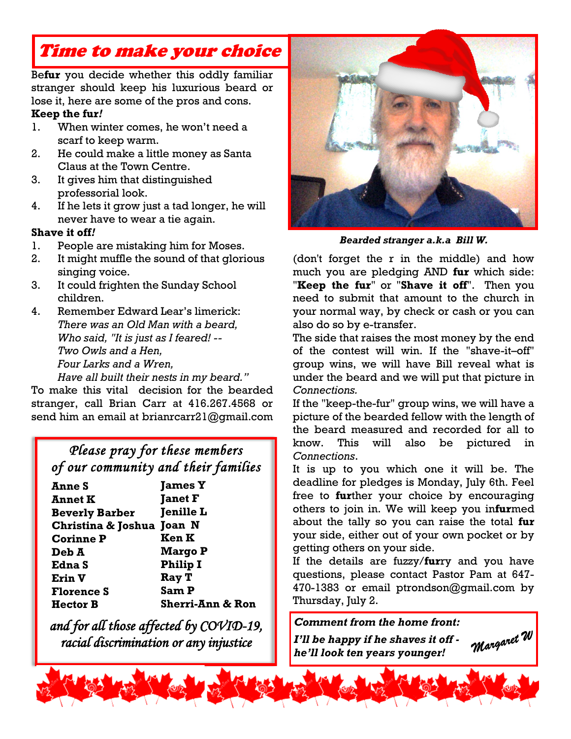# *Time to make your choice*

Be**fur** you decide whether this oddly familiar stranger should keep his luxurious beard or lose it, here are some of the pros and cons.

**Keep the fur*!***

1. When winter comes, he won't need a scarf to keep warm.
2. He could make a little money as Santa Claus at the Town Centre.
3. It gives him that distinguished professorial look.
4. If he lets it grow just a tad longer, he will never have to wear a tie again.

**Shave it off*!***

1. People are mistaking him for Moses.
2. It might muffle the sound of that glorious singing voice.
3. It could frighten the Sunday School children.
4. Remember Edward Lear's limerick:
   *There was an Old Man with a beard,*
   *Who said, "It is just as I feared! --*
   *Two Owls and a Hen,*
   *Four Larks and a Wren,*
   *Have all built their nests in my beard."*

To make this vital decision for the bearded stranger, call Brian Carr at 416.267.4568 or send him an email at brianrcarr21@gmail.com

***Bearded stranger a.k.a Bill W.***

(don't forget the r in the middle) and how much you are pledging AND **fur** which side: "**Keep the fur**" or "**Shave it off**". Then you need to submit that amount to the church in your normal way, by check or cash or you can also do so by e-transfer.

The side that raises the most money by the end of the contest will win. If the "shave-it–off" group wins, we will have Bill reveal what is under the beard and we will put that picture in *Connections.*

If the "keep-the-fur" group wins, we will have a picture of the bearded fellow with the length of the beard measured and recorded for all to know. This will also be pictured in *Connections*.

It is up to you which one it will be. The deadline for pledges is Monday, July 6th. Feel free to **fur**ther your choice by encouraging others to join in. We will keep you in**fur**med about the tally so you can raise the total **fur** your side, either out of your own pocket or by getting others on your side.

If the details are fuzzy/**fur**ry and you have questions, please contact Pastor Pam at 647-470-1383 or email ptrondson@gmail.com by Thursday, July 2.

***Comment from the home front:***

***I'll be happy if he shaves it off - he'll look ten years younger!***

*Margaret W*

## *Please pray for these members of our community and their families*

| | |
|---|---|
| **Anne S** | **James Y** |
| **Annet K** | **Janet F** |
| **Beverly Barber** | **Jenille L** |
| **Christina & Joshua** | **Joan N** |
| **Corinne P** | **Ken K** |
| **Deb A** | **Margo P** |
| **Edna S** | **Philip I** |
| **Erin V** | **Ray T** |
| **Florence S** | **Sam P** |
| **Hector B** | **Sherri-Ann & Ron** |

*and for all those affected by COVID-19, racial discrimination or any injustice*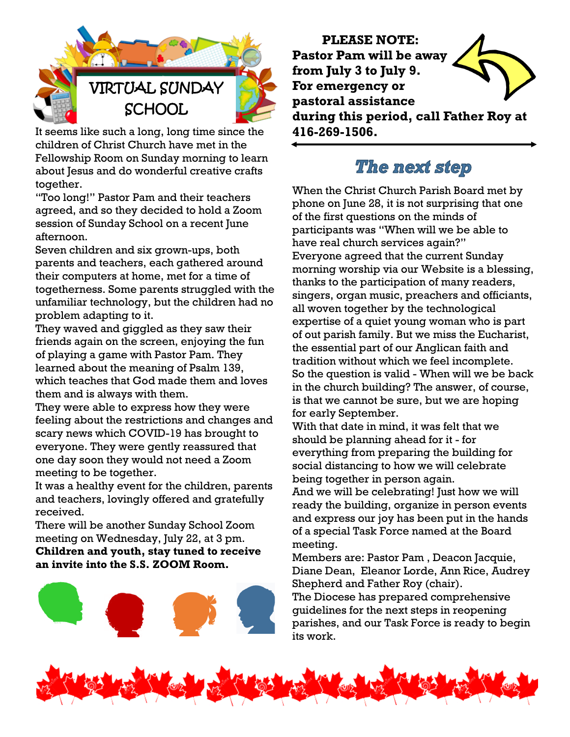# VIRTUAL SUNDAY SCHOOL

It seems like such a long, long time since the children of Christ Church have met in the Fellowship Room on Sunday morning to learn about Jesus and do wonderful creative crafts together.

"Too long!" Pastor Pam and their teachers agreed, and so they decided to hold a Zoom session of Sunday School on a recent June afternoon.

Seven children and six grown-ups, both parents and teachers, each gathered around their computers at home, met for a time of togetherness. Some parents struggled with the unfamiliar technology, but the children had no problem adapting to it.

They waved and giggled as they saw their friends again on the screen, enjoying the fun of playing a game with Pastor Pam. They learned about the meaning of Psalm 139, which teaches that God made them and loves them and is always with them.

They were able to express how they were feeling about the restrictions and changes and scary news which COVID-19 has brought to everyone. They were gently reassured that one day soon they would not need a Zoom meeting to be together.

It was a healthy event for the children, parents and teachers, lovingly offered and gratefully received.

There will be another Sunday School Zoom meeting on Wednesday, July 22, at 3 pm.
**Children and youth, stay tuned to receive an invite into the S.S. ZOOM Room.**

**PLEASE NOTE:**
**Pastor Pam will be away from July 3 to July 9. For emergency or pastoral assistance during this period, call Father Roy at 416-269-1506.**

## The next step

When the Christ Church Parish Board met by phone on June 28, it is not surprising that one of the first questions on the minds of participants was "When will we be able to have real church services again?"

Everyone agreed that the current Sunday morning worship via our Website is a blessing, thanks to the participation of many readers, singers, organ music, preachers and officiants, all woven together by the technological expertise of a quiet young woman who is part of out parish family. But we miss the Eucharist, the essential part of our Anglican faith and tradition without which we feel incomplete.

So the question is valid - When will we be back in the church building? The answer, of course, is that we cannot be sure, but we are hoping for early September.

With that date in mind, it was felt that we should be planning ahead for it - for everything from preparing the building for social distancing to how we will celebrate being together in person again.

And we will be celebrating! Just how we will ready the building, organize in person events and express our joy has been put in the hands of a special Task Force named at the Board meeting.

Members are: Pastor Pam , Deacon Jacquie, Diane Dean, Eleanor Lorde, Ann Rice, Audrey Shepherd and Father Roy (chair).

The Diocese has prepared comprehensive guidelines for the next steps in reopening parishes, and our Task Force is ready to begin its work.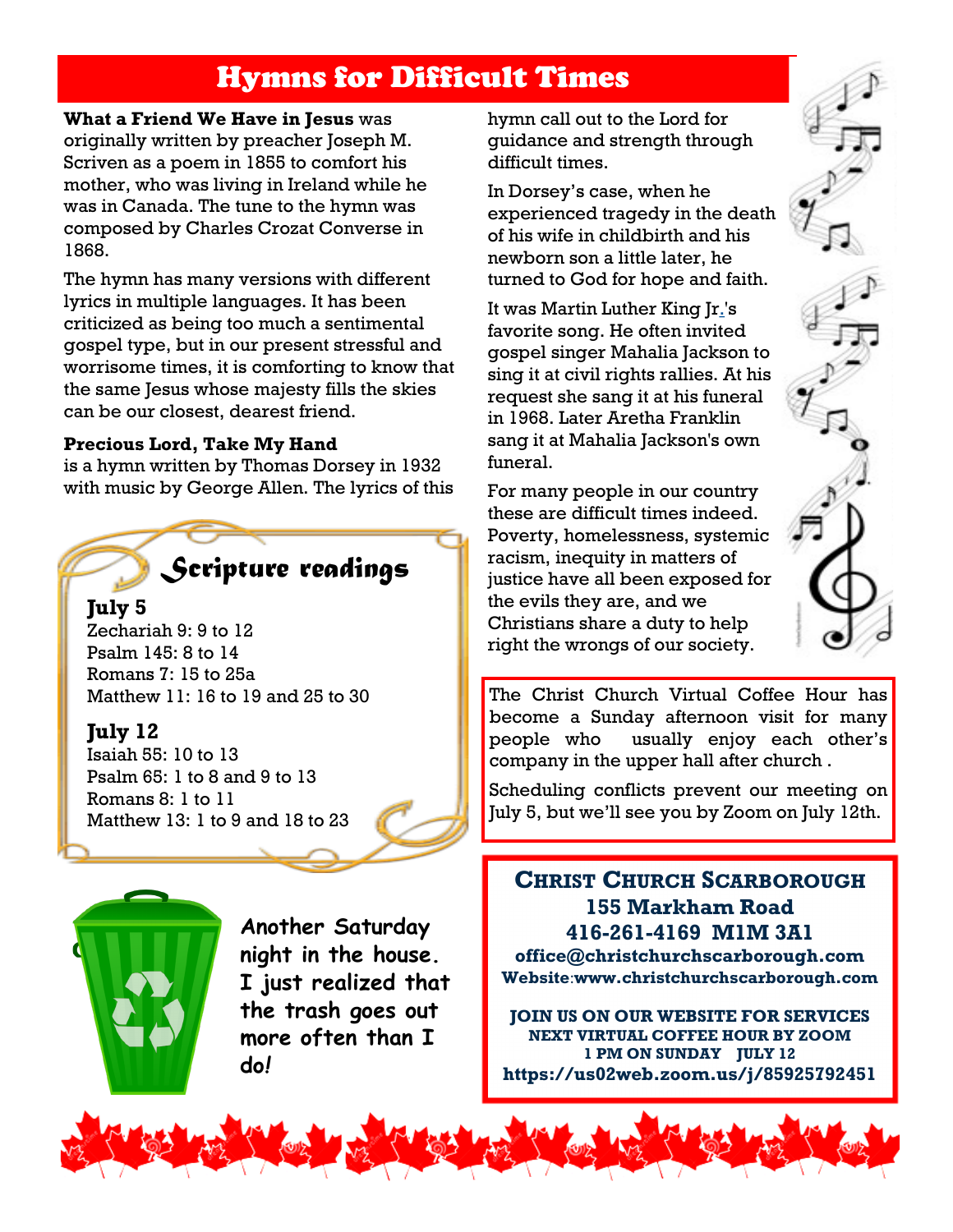# Hymns for Difficult Times

**What a Friend We Have in Jesus** was originally written by preacher Joseph M. Scriven as a poem in 1855 to comfort his mother, who was living in Ireland while he was in Canada. The tune to the hymn was composed by Charles Crozat Converse in 1868.

The hymn has many versions with different lyrics in multiple languages. It has been criticized as being too much a sentimental gospel type, but in our present stressful and worrisome times, it is comforting to know that the same Jesus whose majesty fills the skies can be our closest, dearest friend.

**Precious Lord, Take My Hand** is a hymn written by Thomas Dorsey in 1932 with music by George Allen. The lyrics of this hymn call out to the Lord for guidance and strength through difficult times.

In Dorsey's case, when he experienced tragedy in the death of his wife in childbirth and his newborn son a little later, he turned to God for hope and faith.

It was Martin Luther King Jr.'s favorite song. He often invited gospel singer Mahalia Jackson to sing it at civil rights rallies. At his request she sang it at his funeral in 1968. Later Aretha Franklin sang it at Mahalia Jackson's own funeral.

For many people in our country these are difficult times indeed. Poverty, homelessness, systemic racism, inequity in matters of justice have all been exposed for the evils they are, and we Christians share a duty to help right the wrongs of our society.

## Scripture readings

**July 5**
Zechariah 9: 9 to 12
Psalm 145: 8 to 14
Romans 7: 15 to 25a
Matthew 11: 16 to 19 and 25 to 30

**July 12**
Isaiah 55: 10 to 13
Psalm 65: 1 to 8 and 9 to 13
Romans 8: 1 to 11
Matthew 13: 1 to 9 and 18 to 23

The Christ Church Virtual Coffee Hour has become a Sunday afternoon visit for many people who usually enjoy each other's company in the upper hall after church .

Scheduling conflicts prevent our meeting on July 5, but we'll see you by Zoom on July 12th.

Another Saturday night in the house. I just realized that the trash goes out more often than I do!

**CHRIST CHURCH SCARBOROUGH**
**155 Markham Road**
**416-261-4169 M1M 3A1**
**office@christchurchscarborough.com**
**Website:www.christchurchscarborough.com**

**JOIN US ON OUR WEBSITE FOR SERVICES**
**NEXT VIRTUAL COFFEE HOUR BY ZOOM**
**1 PM ON SUNDAY JULY 12**
**https://us02web.zoom.us/j/85925792451**